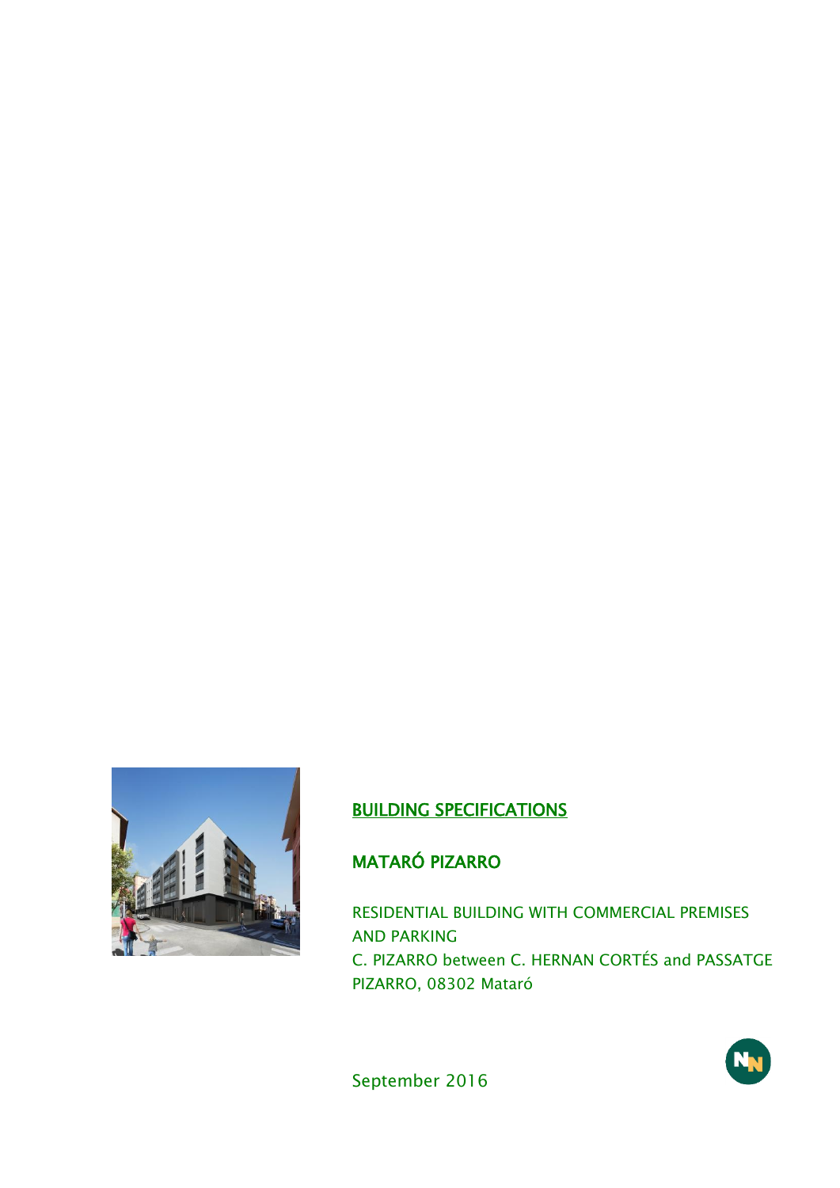# BUILDING SPECIFICATIONS

## MATARÓ PIZARRO

RESIDENTIAL BUILDING WITH COMMERCIAL PREMISES AND PARKING
C. PIZARRO between C. HERNAN CORTÉS and PASSATGE PIZARRO, 08302 Mataró

September 2016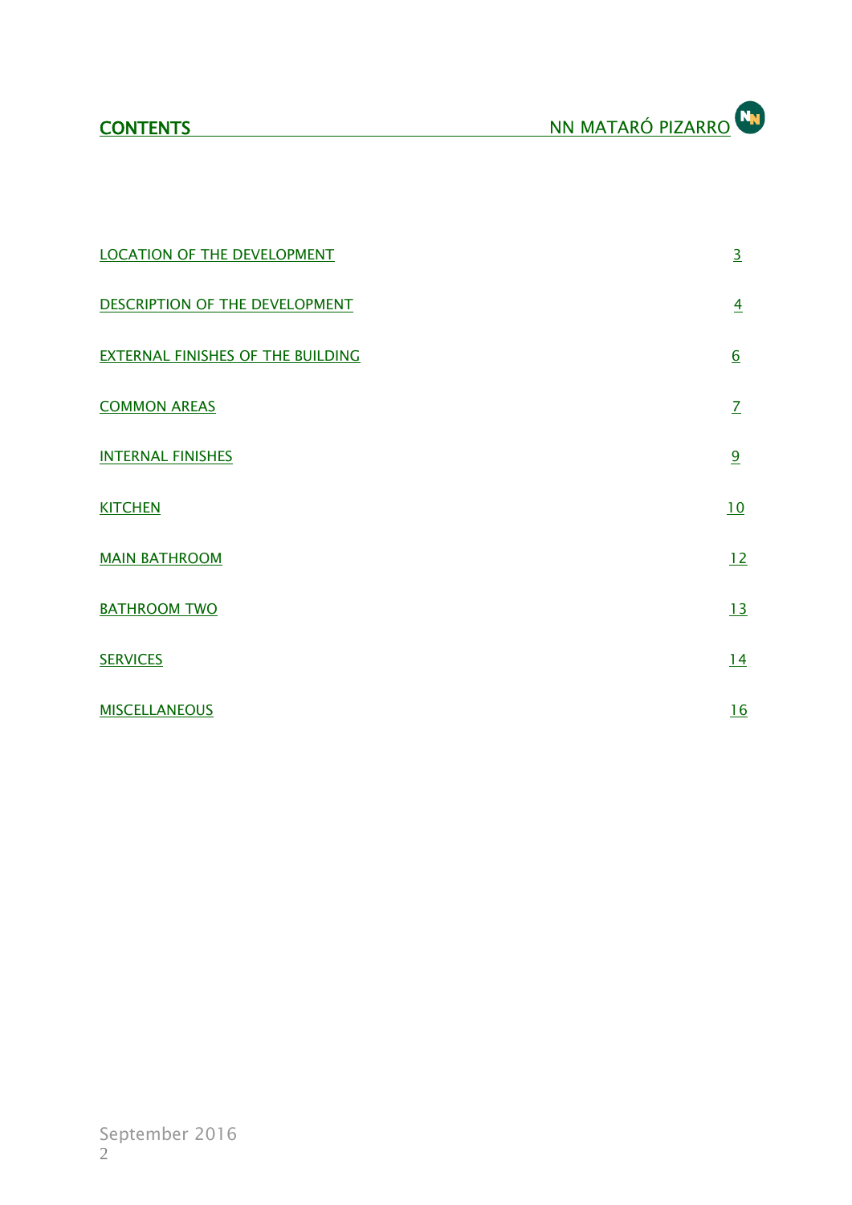# CONTENTS

| | |
|---|---|
| LOCATION OF THE DEVELOPMENT | 3 |
| DESCRIPTION OF THE DEVELOPMENT | 4 |
| EXTERNAL FINISHES OF THE BUILDING | 6 |
| COMMON AREAS | 7 |
| INTERNAL FINISHES | 9 |
| KITCHEN | 10 |
| MAIN BATHROOM | 12 |
| BATHROOM TWO | 13 |
| SERVICES | 14 |
| MISCELLANEOUS | 16 |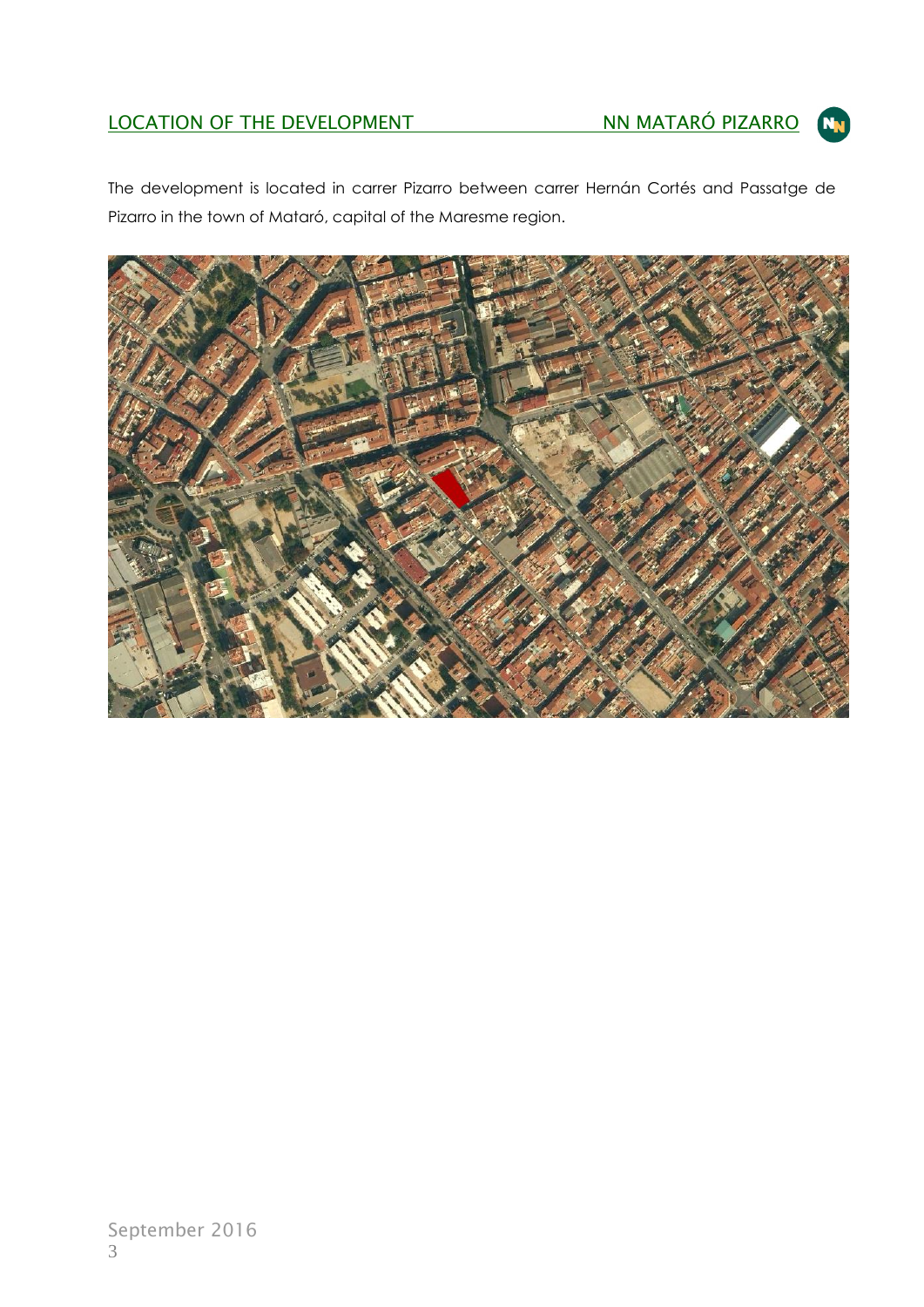## LOCATION OF THE DEVELOPMENT

The development is located in carrer Pizarro between carrer Hernán Cortés and Passatge de Pizarro in the town of Mataró, capital of the Maresme region.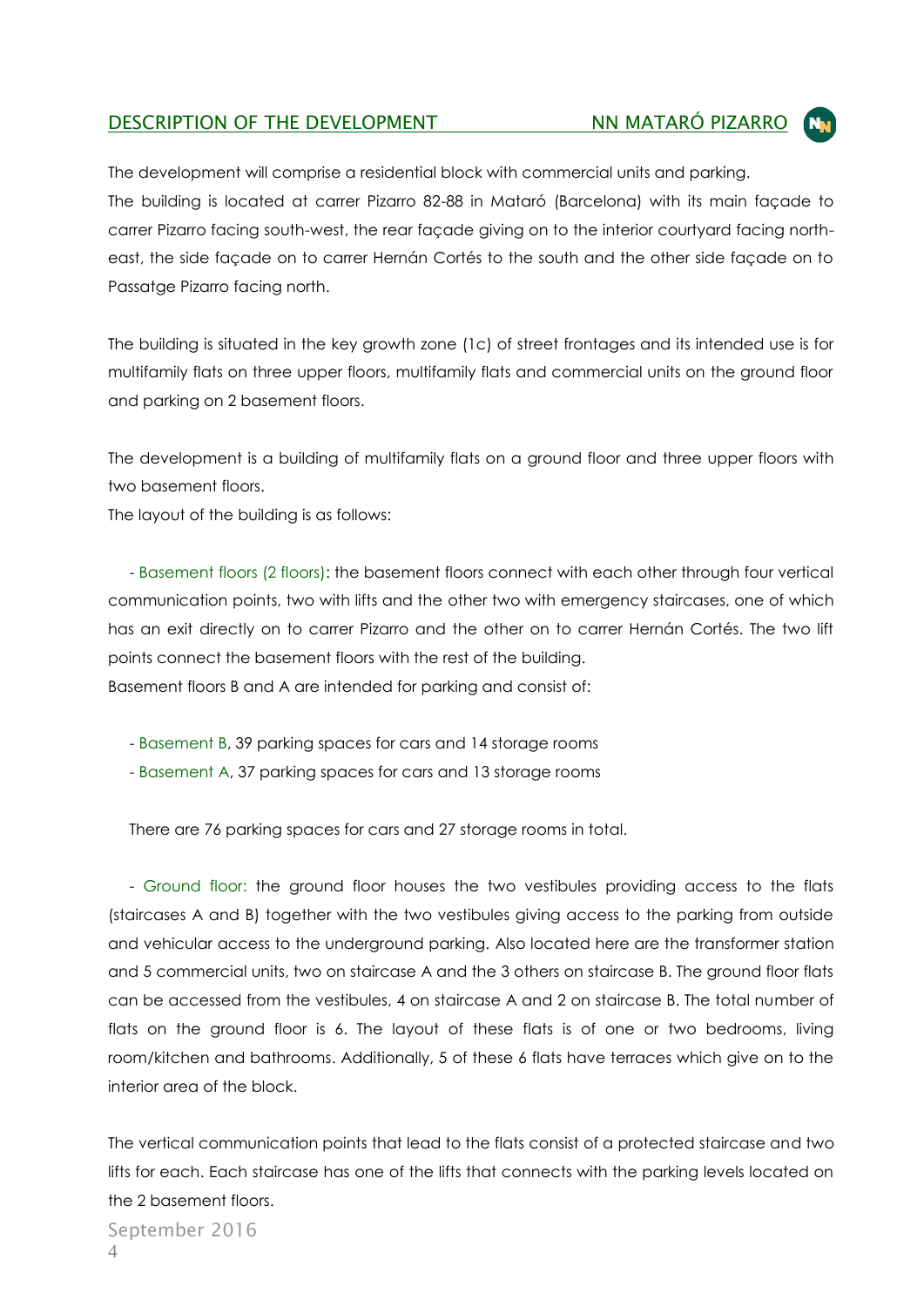## DESCRIPTION OF THE DEVELOPMENT

The development will comprise a residential block with commercial units and parking.
The building is located at carrer Pizarro 82-88 in Mataró (Barcelona) with its main façade to carrer Pizarro facing south-west, the rear façade giving on to the interior courtyard facing north-east, the side façade on to carrer Hernán Cortés to the south and the other side façade on to Passatge Pizarro facing north.

The building is situated in the key growth zone (1c) of street frontages and its intended use is for multifamily flats on three upper floors, multifamily flats and commercial units on the ground floor and parking on 2 basement floors.

The development is a building of multifamily flats on a ground floor and three upper floors with two basement floors.
The layout of the building is as follows:

- Basement floors (2 floors): the basement floors connect with each other through four vertical communication points, two with lifts and the other two with emergency staircases, one of which has an exit directly on to carrer Pizarro and the other on to carrer Hernán Cortés. The two lift points connect the basement floors with the rest of the building.
Basement floors B and A are intended for parking and consist of:

- Basement B, 39 parking spaces for cars and 14 storage rooms
- Basement A, 37 parking spaces for cars and 13 storage rooms

There are 76 parking spaces for cars and 27 storage rooms in total.

- Ground floor: the ground floor houses the two vestibules providing access to the flats (staircases A and B) together with the two vestibules giving access to the parking from outside and vehicular access to the underground parking. Also located here are the transformer station and 5 commercial units, two on staircase A and the 3 others on staircase B. The ground floor flats can be accessed from the vestibules, 4 on staircase A and 2 on staircase B. The total number of flats on the ground floor is 6. The layout of these flats is of one or two bedrooms, living room/kitchen and bathrooms. Additionally, 5 of these 6 flats have terraces which give on to the interior area of the block.

The vertical communication points that lead to the flats consist of a protected staircase and two lifts for each. Each staircase has one of the lifts that connects with the parking levels located on the 2 basement floors.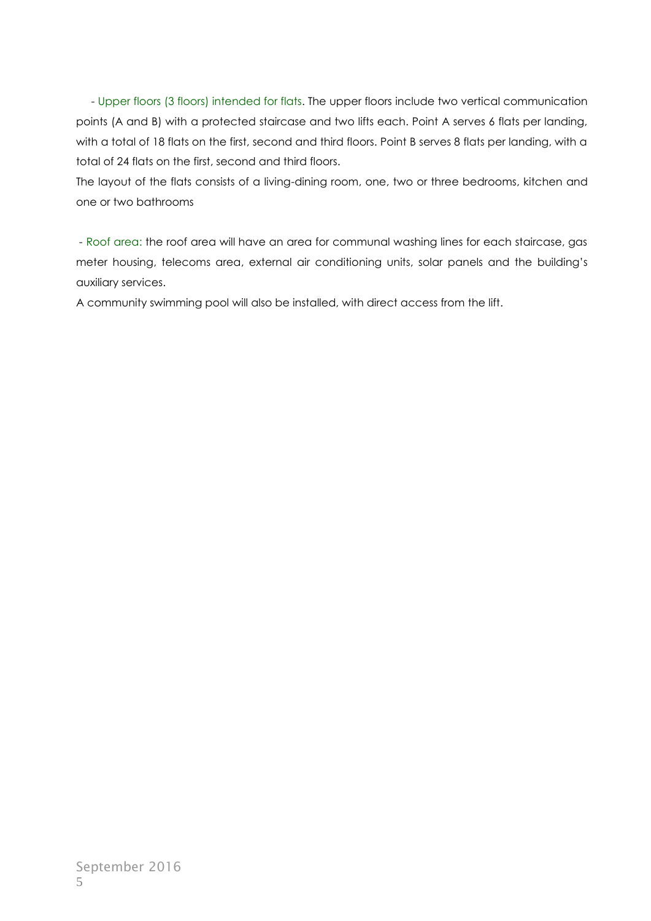- Upper floors (3 floors) intended for flats. The upper floors include two vertical communication points (A and B) with a protected staircase and two lifts each. Point A serves 6 flats per landing, with a total of 18 flats on the first, second and third floors. Point B serves 8 flats per landing, with a total of 24 flats on the first, second and third floors.

The layout of the flats consists of a living-dining room, one, two or three bedrooms, kitchen and one or two bathrooms

- Roof area: the roof area will have an area for communal washing lines for each staircase, gas meter housing, telecoms area, external air conditioning units, solar panels and the building's auxiliary services.

A community swimming pool will also be installed, with direct access from the lift.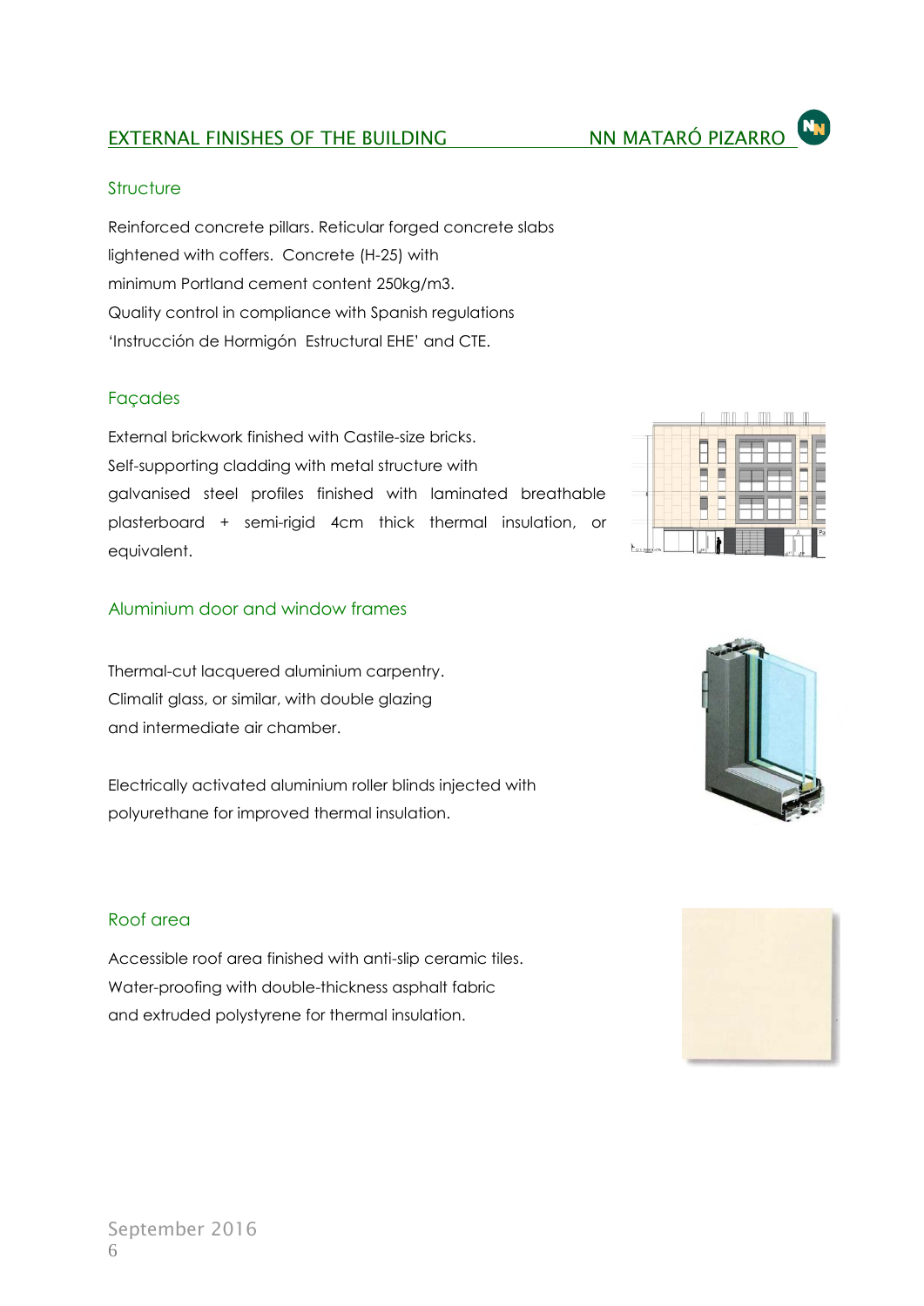# EXTERNAL FINISHES OF THE BUILDING

## Structure

Reinforced concrete pillars. Reticular forged concrete slabs lightened with coffers. Concrete (H-25) with minimum Portland cement content 250kg/m3. Quality control in compliance with Spanish regulations 'Instrucción de Hormigón Estructural EHE' and CTE.

## Façades

External brickwork finished with Castile-size bricks. Self-supporting cladding with metal structure with galvanised steel profiles finished with laminated breathable plasterboard + semi-rigid 4cm thick thermal insulation, or equivalent.

## Aluminium door and window frames

Thermal-cut lacquered aluminium carpentry. Climalit glass, or similar, with double glazing and intermediate air chamber.

Electrically activated aluminium roller blinds injected with polyurethane for improved thermal insulation.

## Roof area

Accessible roof area finished with anti-slip ceramic tiles. Water-proofing with double-thickness asphalt fabric and extruded polystyrene for thermal insulation.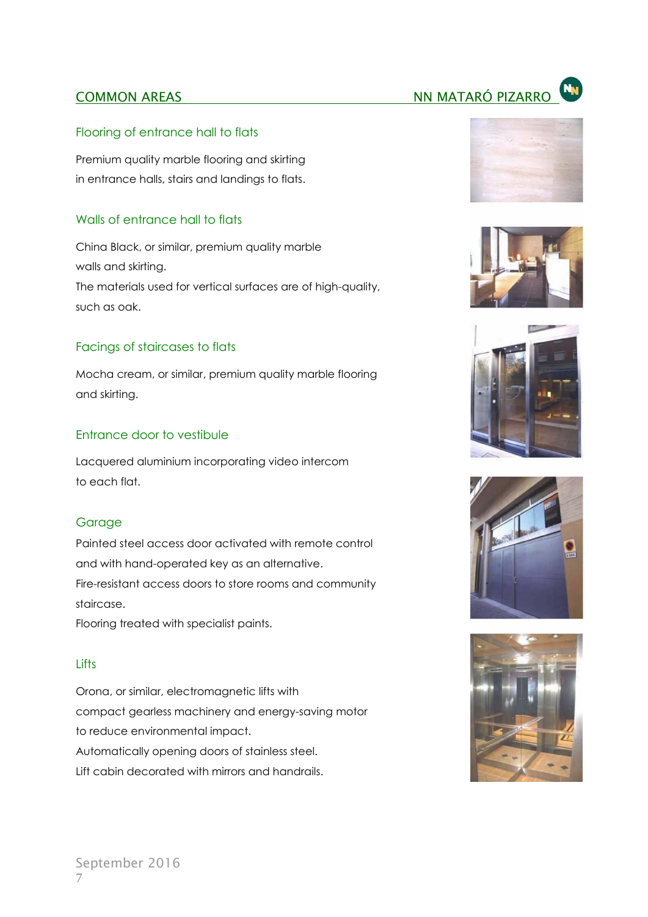# COMMON AREAS

## Flooring of entrance hall to flats

Premium quality marble flooring and skirting in entrance halls, stairs and landings to flats.

## Walls of entrance hall to flats

China Black, or similar, premium quality marble walls and skirting.
The materials used for vertical surfaces are of high-quality, such as oak.

## Facings of staircases to flats

Mocha cream, or similar, premium quality marble flooring and skirting.

## Entrance door to vestibule

Lacquered aluminium incorporating video intercom to each flat.

## Garage

Painted steel access door activated with remote control and with hand-operated key as an alternative.
Fire-resistant access doors to store rooms and community staircase.
Flooring treated with specialist paints.

## Lifts

Orona, or similar, electromagnetic lifts with compact gearless machinery and energy-saving motor to reduce environmental impact.
Automatically opening doors of stainless steel.
Lift cabin decorated with mirrors and handrails.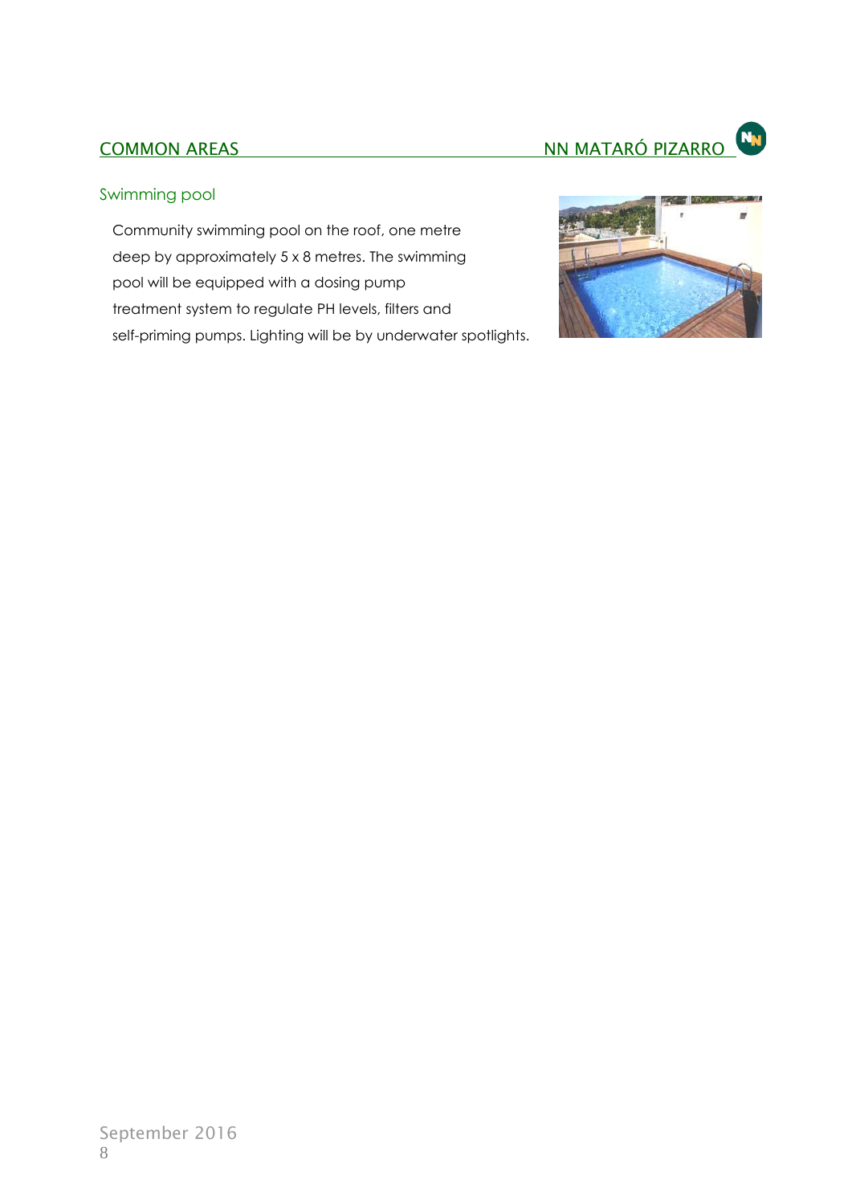## COMMON AREAS

### Swimming pool

Community swimming pool on the roof, one metre deep by approximately 5 x 8 metres. The swimming pool will be equipped with a dosing pump treatment system to regulate PH levels, filters and self-priming pumps. Lighting will be by underwater spotlights.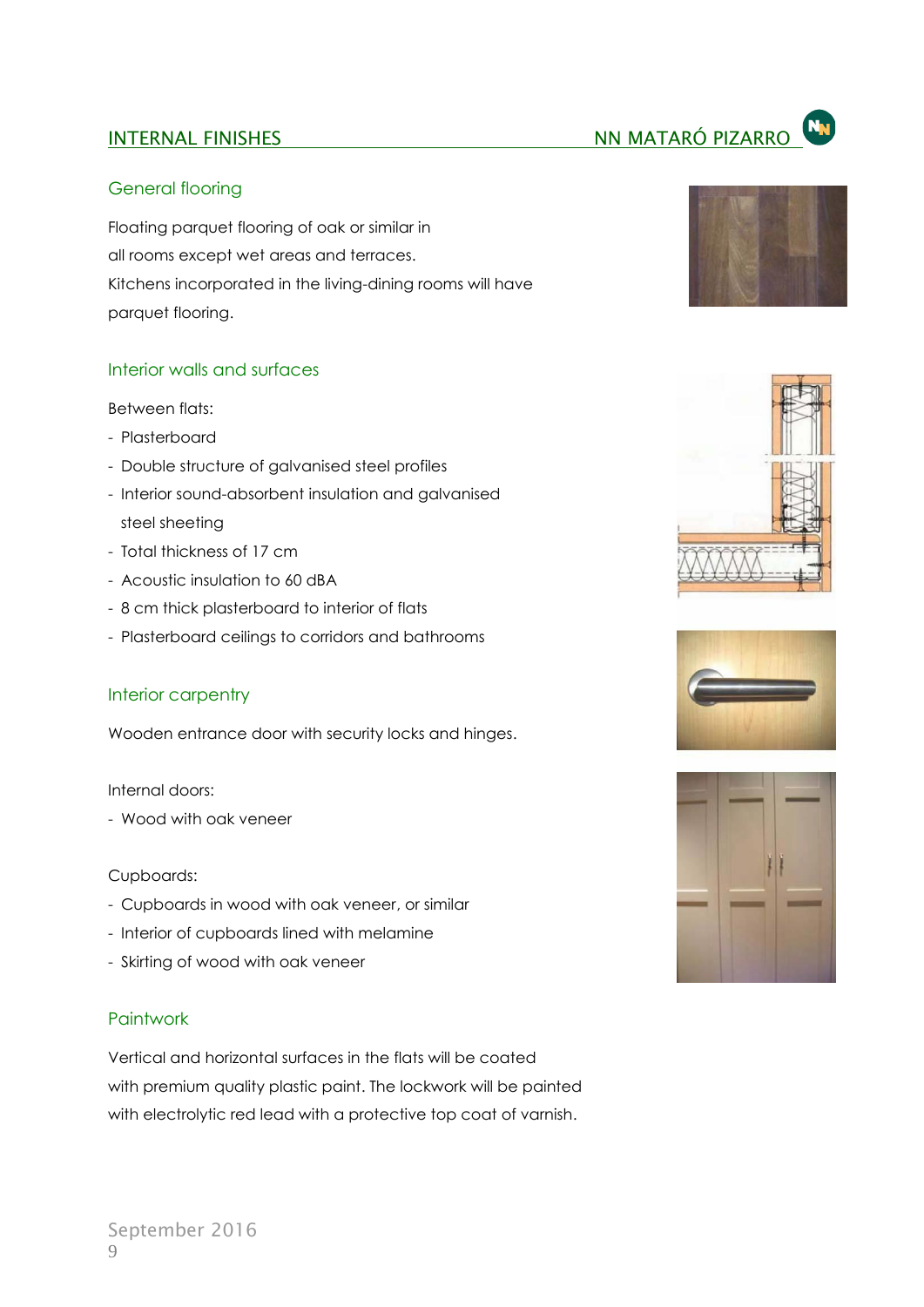# INTERNAL FINISHES

## General flooring

Floating parquet flooring of oak or similar in all rooms except wet areas and terraces. Kitchens incorporated in the living-dining rooms will have parquet flooring.

## Interior walls and surfaces

Between flats:

- Plasterboard
- Double structure of galvanised steel profiles
- Interior sound-absorbent insulation and galvanised steel sheeting
- Total thickness of 17 cm
- Acoustic insulation to 60 dBA
- 8 cm thick plasterboard to interior of flats
- Plasterboard ceilings to corridors and bathrooms

## Interior carpentry

Wooden entrance door with security locks and hinges.

Internal doors:

- Wood with oak veneer

Cupboards:

- Cupboards in wood with oak veneer, or similar
- Interior of cupboards lined with melamine
- Skirting of wood with oak veneer

## Paintwork

Vertical and horizontal surfaces in the flats will be coated with premium quality plastic paint. The lockwork will be painted with electrolytic red lead with a protective top coat of varnish.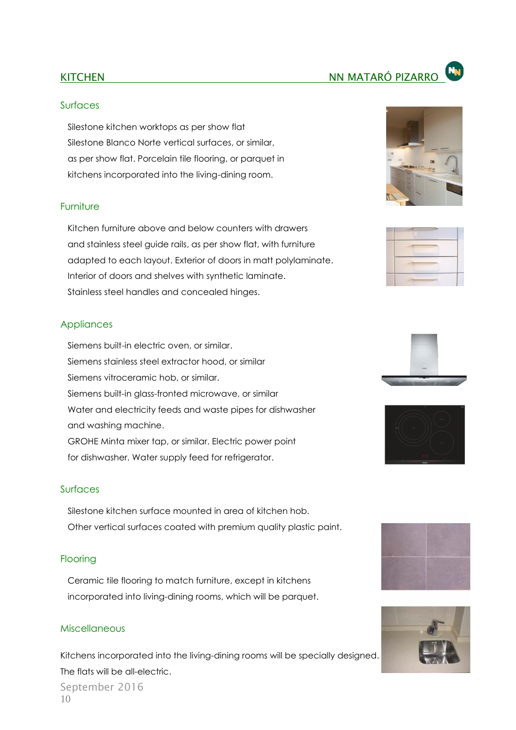# KITCHEN

## Surfaces

Silestone kitchen worktops as per show flat
Silestone Blanco Norte vertical surfaces, or similar, as per show flat. Porcelain tile flooring, or parquet in kitchens incorporated into the living-dining room.

## Furniture

Kitchen furniture above and below counters with drawers and stainless steel guide rails, as per show flat, with furniture adapted to each layout. Exterior of doors in matt polylaminate. Interior of doors and shelves with synthetic laminate. Stainless steel handles and concealed hinges.

## Appliances

Siemens built-in electric oven, or similar.
Siemens stainless steel extractor hood, or similar
Siemens vitroceramic hob, or similar.
Siemens built-in glass-fronted microwave, or similar
Water and electricity feeds and waste pipes for dishwasher and washing machine.
GROHE Minta mixer tap, or similar. Electric power point for dishwasher. Water supply feed for refrigerator.

## Surfaces

Silestone kitchen surface mounted in area of kitchen hob.
Other vertical surfaces coated with premium quality plastic paint.

## Flooring

Ceramic tile flooring to match furniture, except in kitchens incorporated into living-dining rooms, which will be parquet.

## Miscellaneous

Kitchens incorporated into the living-dining rooms will be specially designed.
The flats will be all-electric.

September 2016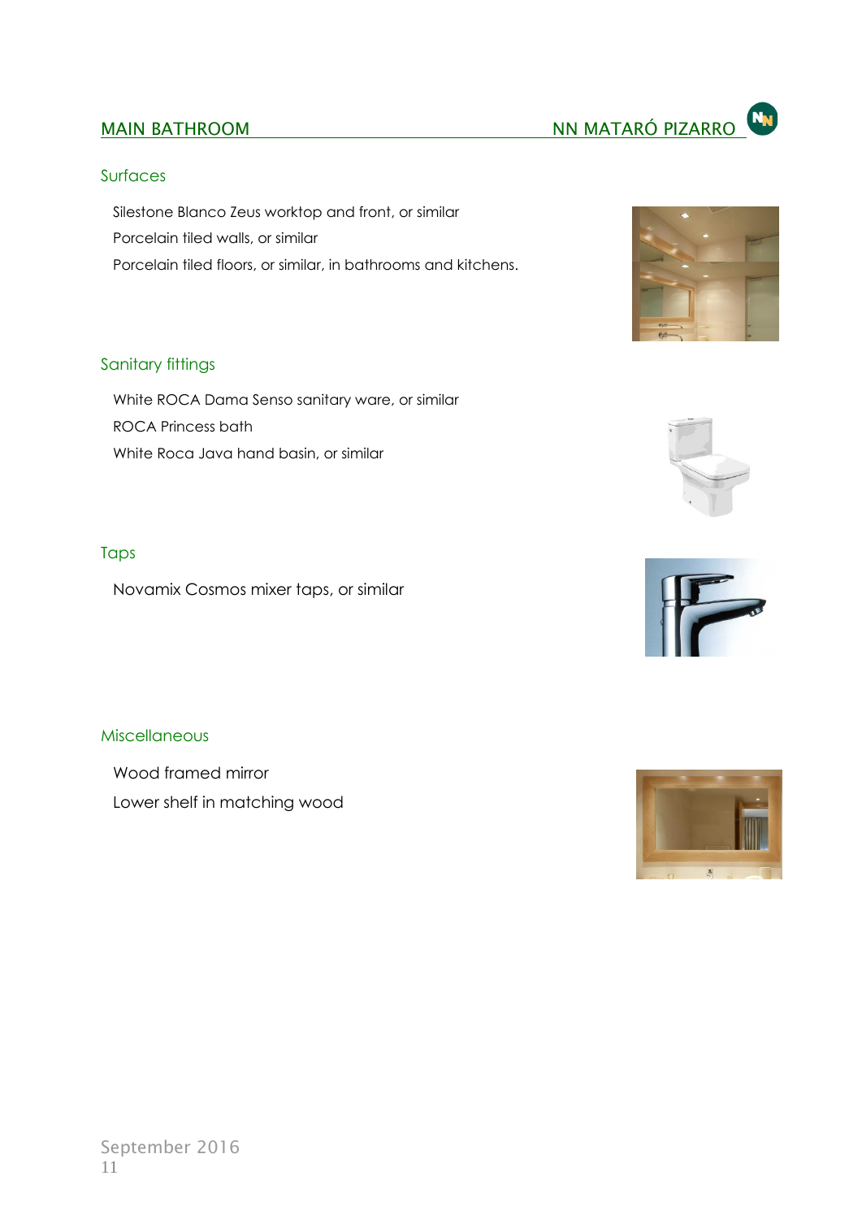## MAIN BATHROOM

### Surfaces

Silestone Blanco Zeus worktop and front, or similar

Porcelain tiled walls, or similar

Porcelain tiled floors, or similar, in bathrooms and kitchens.

### Sanitary fittings

White ROCA Dama Senso sanitary ware, or similar

ROCA Princess bath

White Roca Java hand basin, or similar

### Taps

Novamix Cosmos mixer taps, or similar

### Miscellaneous

Wood framed mirror

Lower shelf in matching wood

September 2016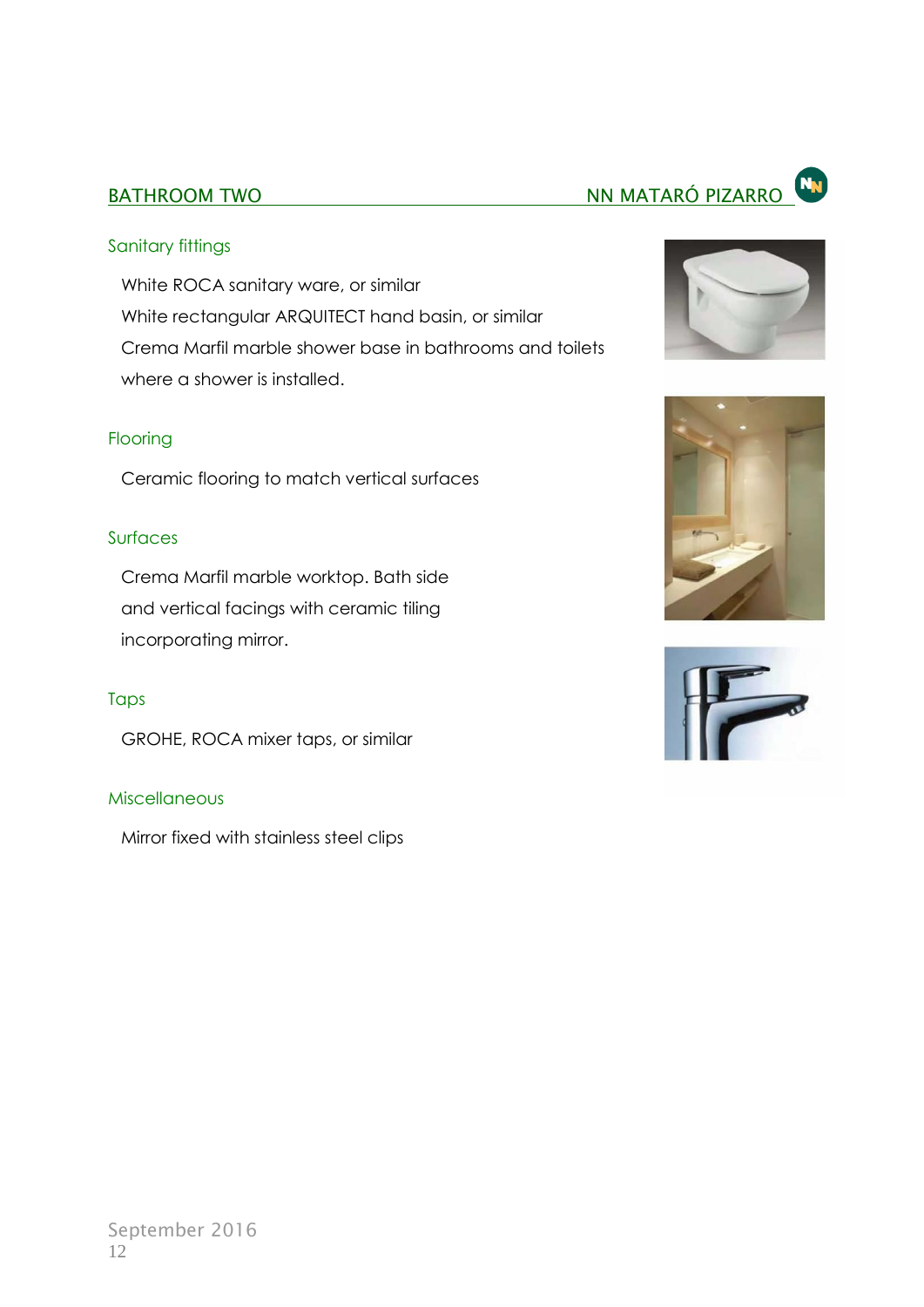## BATHROOM TWO

### Sanitary fittings

White ROCA sanitary ware, or similar

White rectangular ARQUITECT hand basin, or similar

Crema Marfil marble shower base in bathrooms and toilets where a shower is installed.

### Flooring

Ceramic flooring to match vertical surfaces

### Surfaces

Crema Marfil marble worktop. Bath side and vertical facings with ceramic tiling incorporating mirror.

### Taps

GROHE, ROCA mixer taps, or similar

### Miscellaneous

Mirror fixed with stainless steel clips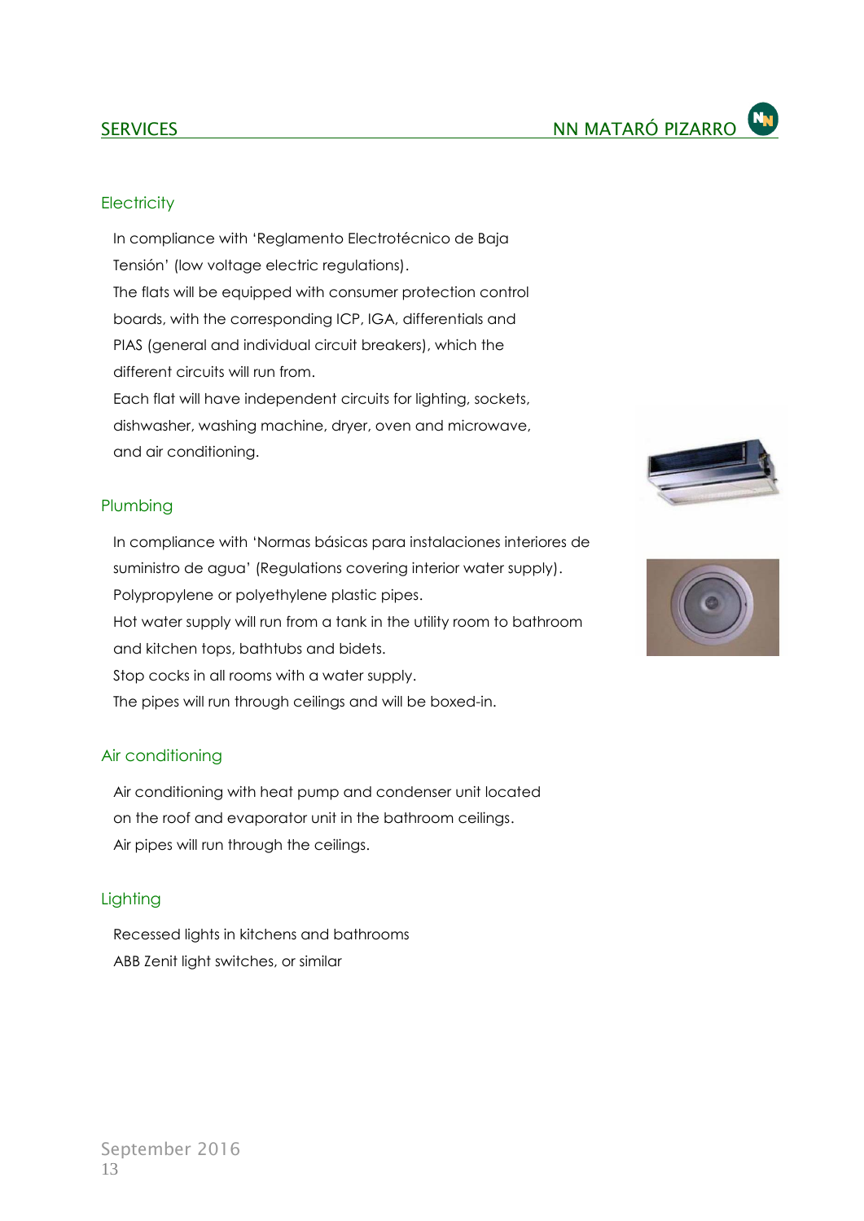## SERVICES

### Electricity

In compliance with 'Reglamento Electrotécnico de Baja Tensión' (low voltage electric regulations).
The flats will be equipped with consumer protection control boards, with the corresponding ICP, IGA, differentials and PIAS (general and individual circuit breakers), which the different circuits will run from.
Each flat will have independent circuits for lighting, sockets, dishwasher, washing machine, dryer, oven and microwave, and air conditioning.

### Plumbing

In compliance with 'Normas básicas para instalaciones interiores de suministro de agua' (Regulations covering interior water supply).
Polypropylene or polyethylene plastic pipes.
Hot water supply will run from a tank in the utility room to bathroom and kitchen tops, bathtubs and bidets.
Stop cocks in all rooms with a water supply.
The pipes will run through ceilings and will be boxed-in.

### Air conditioning

Air conditioning with heat pump and condenser unit located on the roof and evaporator unit in the bathroom ceilings.
Air pipes will run through the ceilings.

### Lighting

Recessed lights in kitchens and bathrooms
ABB Zenit light switches, or similar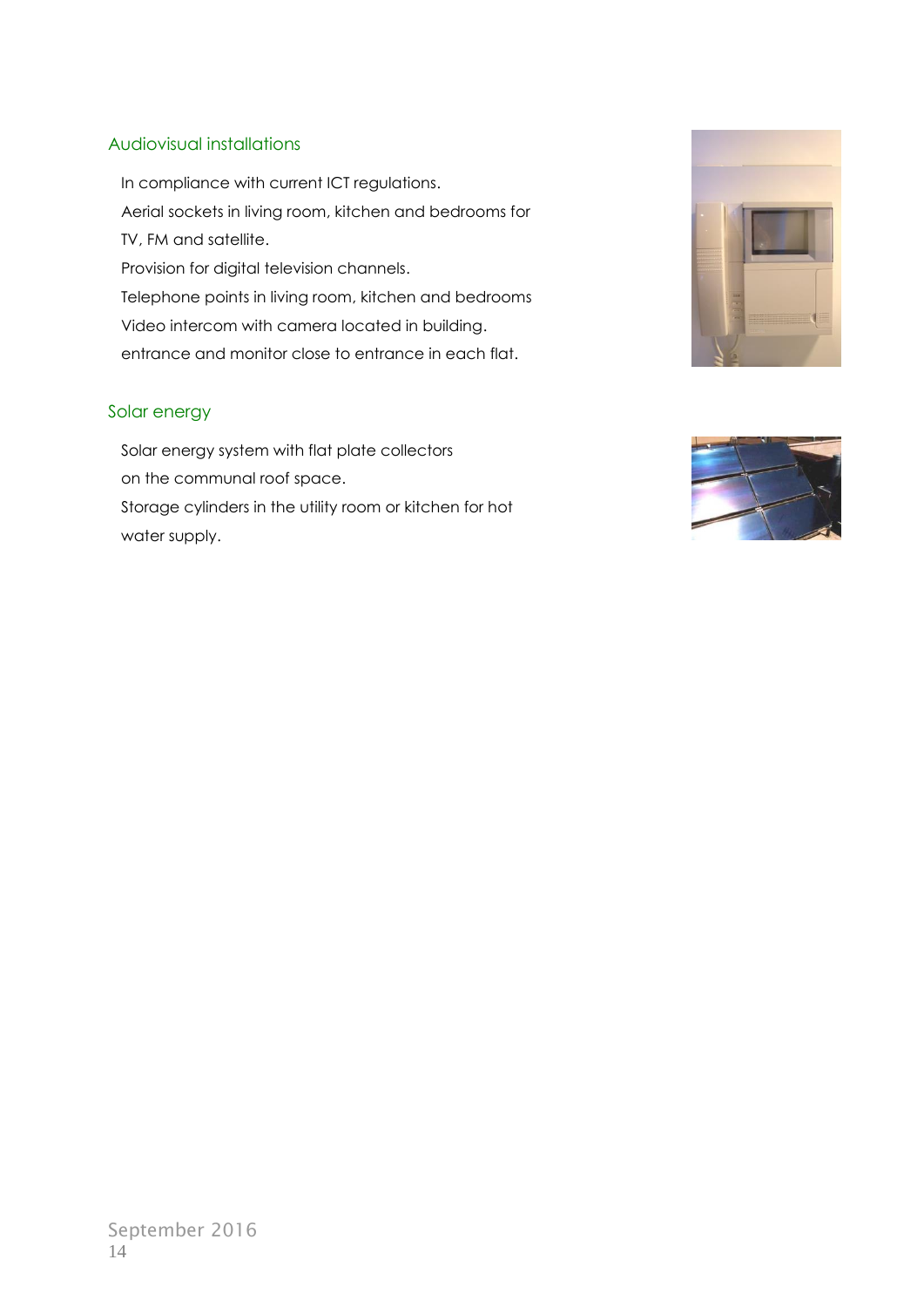## Audiovisual installations

In compliance with current ICT regulations.
Aerial sockets in living room, kitchen and bedrooms for TV, FM and satellite.
Provision for digital television channels.
Telephone points in living room, kitchen and bedrooms
Video intercom with camera located in building.
entrance and monitor close to entrance in each flat.

## Solar energy

Solar energy system with flat plate collectors on the communal roof space.
Storage cylinders in the utility room or kitchen for hot water supply.

September 2016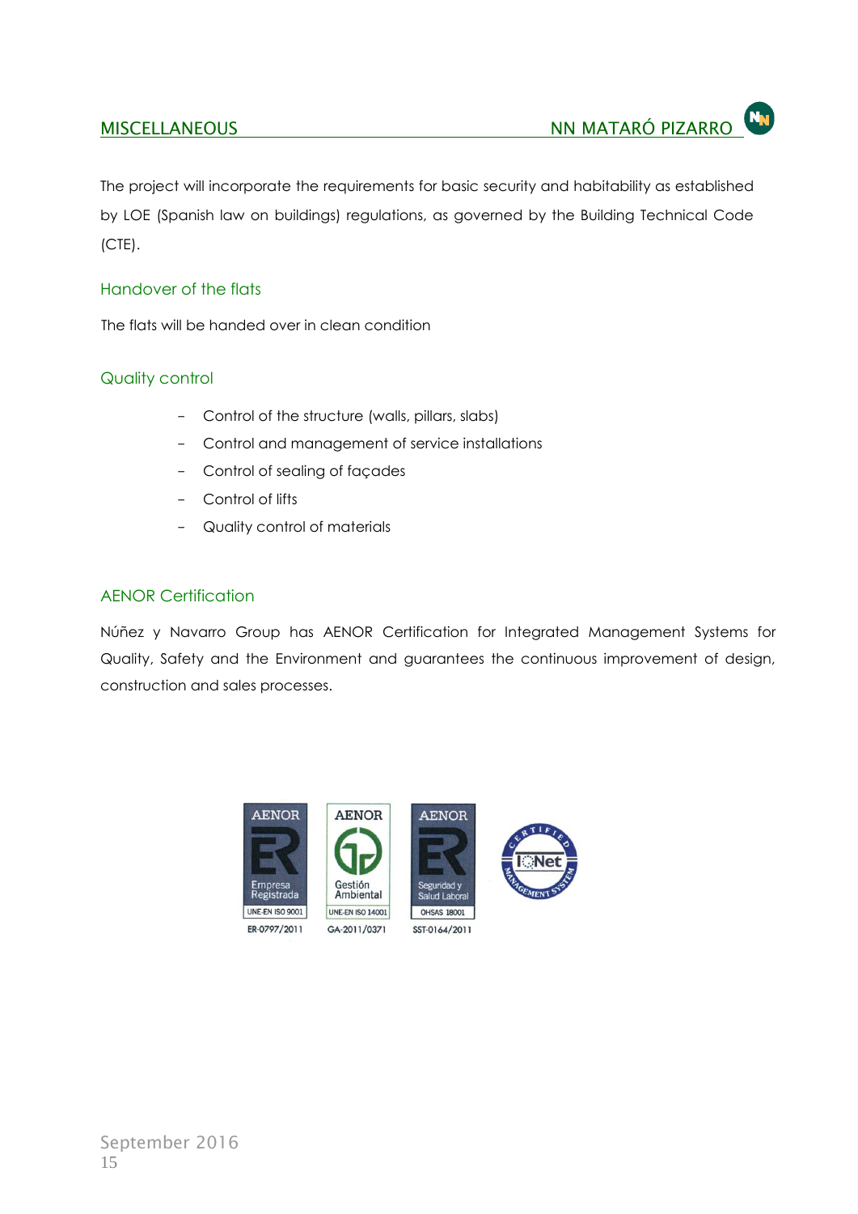## MISCELLANEOUS

The project will incorporate the requirements for basic security and habitability as established by LOE (Spanish law on buildings) regulations, as governed by the Building Technical Code (CTE).

### Handover of the flats

The flats will be handed over in clean condition

### Quality control

- Control of the structure (walls, pillars, slabs)
- Control and management of service installations
- Control of sealing of façades
- Control of lifts
- Quality control of materials

### AENOR Certification

Núñez y Navarro Group has AENOR Certification for Integrated Management Systems for Quality, Safety and the Environment and guarantees the continuous improvement of design, construction and sales processes.

AENOR Empresa Registrada UNE-EN ISO 9001 ER-0797/2011

AENOR Gestión Ambiental UNE-EN ISO 14001 GA-2011/0371

AENOR Seguridad y Salud Laboral OHSAS 18001 SST-0164/2011

IQNet Certified Management System

September 2016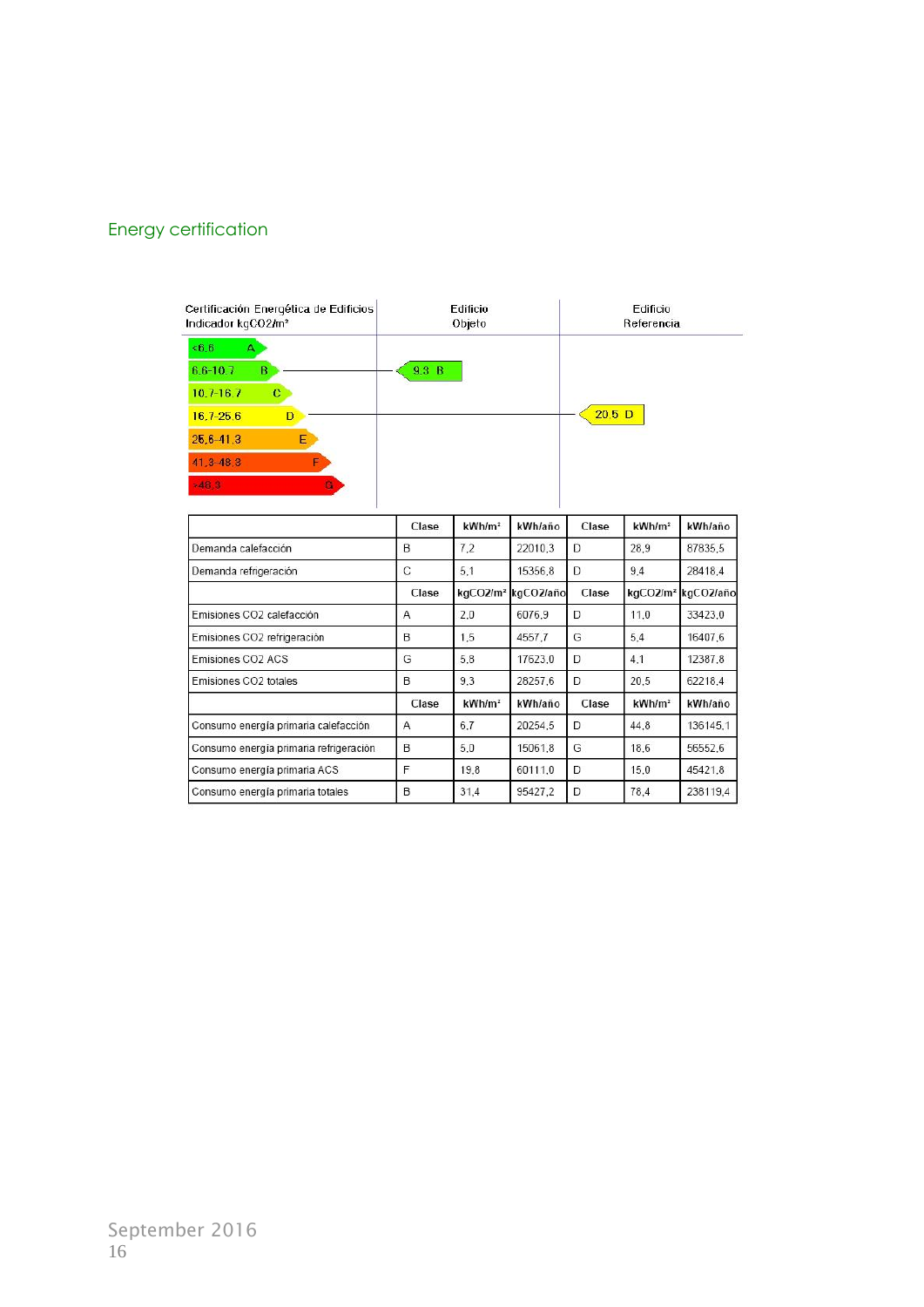## Energy certification

Certificación Energética de Edificios
Indicador kgCO2/m²

Edificio Objeto

Edificio Referencia

<6.6 A

6.6-10.7 B

10.7-16.7 C

16.7-25.6 D

25.6-41.3 E

41.3-48.3 F

>48.3 G

9.3 B

20.5 D

| | Clase | kWh/m² | kWh/año | Clase | kWh/m² | kWh/año |
|---|---|---|---|---|---|---|
| Demanda calefacción | B | 7,2 | 22010,3 | D | 28,9 | 87835,5 |
| Demanda refrigeración | C | 5,1 | 15356,8 | D | 9,4 | 28418,4 |
| | Clase | kgCO2/m² | kgCO2/año | Clase | kgCO2/m² | kgCO2/año |
| Emisiones CO2 calefacción | A | 2,0 | 6076,9 | D | 11,0 | 33423,0 |
| Emisiones CO2 refrigeración | B | 1,5 | 4557,7 | G | 5,4 | 16407,6 |
| Emisiones CO2 ACS | G | 5,8 | 17623,0 | D | 4,1 | 12387,8 |
| Emisiones CO2 totales | B | 9,3 | 28257,6 | D | 20,5 | 62218,4 |
| | Clase | kWh/m² | kWh/año | Clase | kWh/m² | kWh/año |
| Consumo energía primaria calefacción | A | 6,7 | 20254,5 | D | 44,8 | 136145,1 |
| Consumo energía primaria refrigeración | B | 5,0 | 15061,8 | G | 18,6 | 56552,6 |
| Consumo energía primaria ACS | F | 19,8 | 60111,0 | D | 15,0 | 45421,8 |
| Consumo energía primaria totales | B | 31,4 | 95427,2 | D | 78,4 | 238119,4 |

September 2016